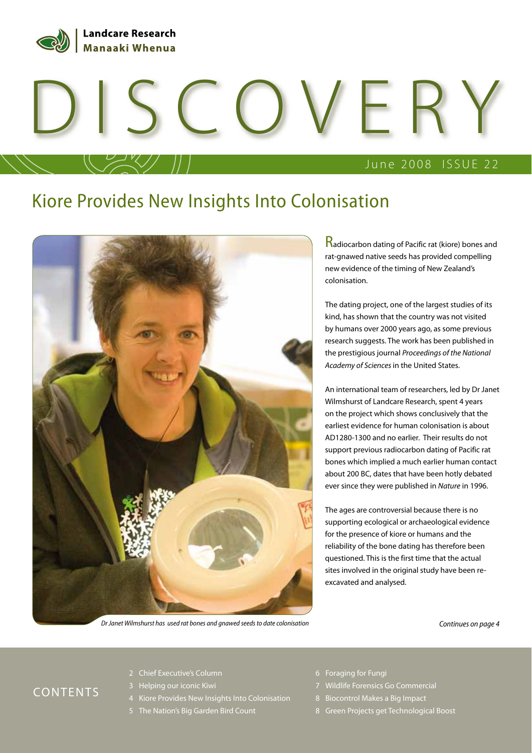Landcare Research
Manaaki Whenua

# DISCOVERY

June 2008 ISSUE 22

## Kiore Provides New Insights Into Colonisation

*Dr Janet Wilmshurst has used rat bones and gnawed seeds to date colonisation*

Radiocarbon dating of Pacific rat (kiore) bones and rat-gnawed native seeds has provided compelling new evidence of the timing of New Zealand's colonisation.

The dating project, one of the largest studies of its kind, has shown that the country was not visited by humans over 2000 years ago, as some previous research suggests. The work has been published in the prestigious journal *Proceedings of the National Academy of Sciences* in the United States.

An international team of researchers, led by Dr Janet Wilmshurst of Landcare Research, spent 4 years on the project which shows conclusively that the earliest evidence for human colonisation is about AD1280-1300 and no earlier. Their results do not support previous radiocarbon dating of Pacific rat bones which implied a much earlier human contact about 200 BC, dates that have been hotly debated ever since they were published in *Nature* in 1996.

The ages are controversial because there is no supporting ecological or archaeological evidence for the presence of kiore or humans and the reliability of the bone dating has therefore been questioned. This is the first time that the actual sites involved in the original study have been re-excavated and analysed.

*Continues on page 4*

## CONTENTS

- 2 Chief Executive's Column
- 3 Helping our iconic Kiwi
- 4 Kiore Provides New Insights Into Colonisation
- 5 The Nation's Big Garden Bird Count
- 6 Foraging for Fungi
- 7 Wildlife Forensics Go Commercial
- 8 Biocontrol Makes a Big Impact
- 8 Green Projects get Technological Boost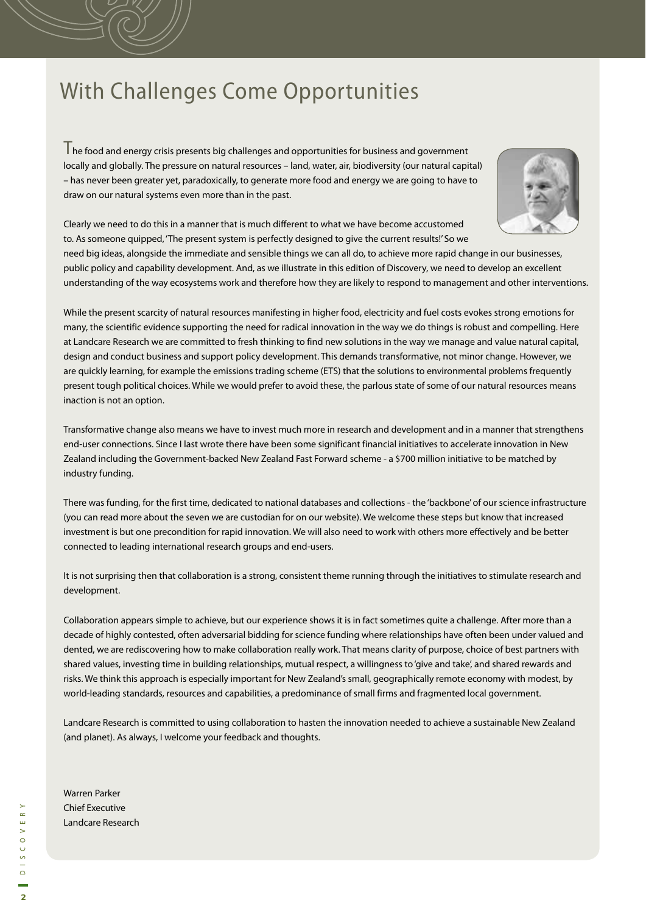# With Challenges Come Opportunities

The food and energy crisis presents big challenges and opportunities for business and government locally and globally. The pressure on natural resources – land, water, air, biodiversity (our natural capital) – has never been greater yet, paradoxically, to generate more food and energy we are going to have to draw on our natural systems even more than in the past.

Clearly we need to do this in a manner that is much different to what we have become accustomed to. As someone quipped, 'The present system is perfectly designed to give the current results!' So we need big ideas, alongside the immediate and sensible things we can all do, to achieve more rapid change in our businesses, public policy and capability development. And, as we illustrate in this edition of Discovery, we need to develop an excellent understanding of the way ecosystems work and therefore how they are likely to respond to management and other interventions.

While the present scarcity of natural resources manifesting in higher food, electricity and fuel costs evokes strong emotions for many, the scientific evidence supporting the need for radical innovation in the way we do things is robust and compelling. Here at Landcare Research we are committed to fresh thinking to find new solutions in the way we manage and value natural capital, design and conduct business and support policy development. This demands transformative, not minor change. However, we are quickly learning, for example the emissions trading scheme (ETS) that the solutions to environmental problems frequently present tough political choices. While we would prefer to avoid these, the parlous state of some of our natural resources means inaction is not an option.

Transformative change also means we have to invest much more in research and development and in a manner that strengthens end-user connections. Since I last wrote there have been some significant financial initiatives to accelerate innovation in New Zealand including the Government-backed New Zealand Fast Forward scheme - a $700 million initiative to be matched by industry funding.

There was funding, for the first time, dedicated to national databases and collections - the 'backbone' of our science infrastructure (you can read more about the seven we are custodian for on our website). We welcome these steps but know that increased investment is but one precondition for rapid innovation. We will also need to work with others more effectively and be better connected to leading international research groups and end-users.

It is not surprising then that collaboration is a strong, consistent theme running through the initiatives to stimulate research and development.

Collaboration appears simple to achieve, but our experience shows it is in fact sometimes quite a challenge. After more than a decade of highly contested, often adversarial bidding for science funding where relationships have often been under valued and dented, we are rediscovering how to make collaboration really work. That means clarity of purpose, choice of best partners with shared values, investing time in building relationships, mutual respect, a willingness to 'give and take', and shared rewards and risks. We think this approach is especially important for New Zealand's small, geographically remote economy with modest, by world-leading standards, resources and capabilities, a predominance of small firms and fragmented local government.

Landcare Research is committed to using collaboration to hasten the innovation needed to achieve a sustainable New Zealand (and planet). As always, I welcome your feedback and thoughts.

Warren Parker
Chief Executive
Landcare Research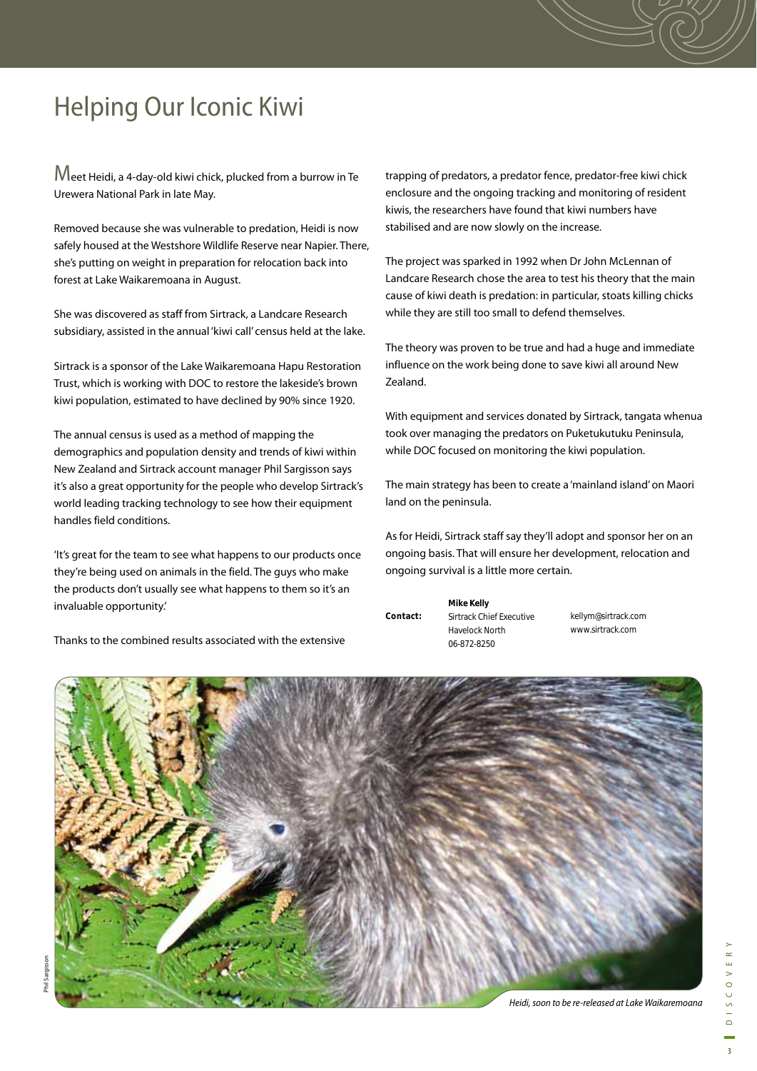# Helping Our Iconic Kiwi

Meet Heidi, a 4-day-old kiwi chick, plucked from a burrow in Te Urewera National Park in late May.

Removed because she was vulnerable to predation, Heidi is now safely housed at the Westshore Wildlife Reserve near Napier. There, she's putting on weight in preparation for relocation back into forest at Lake Waikaremoana in August.

She was discovered as staff from Sirtrack, a Landcare Research subsidiary, assisted in the annual 'kiwi call' census held at the lake.

Sirtrack is a sponsor of the Lake Waikaremoana Hapu Restoration Trust, which is working with DOC to restore the lakeside's brown kiwi population, estimated to have declined by 90% since 1920.

The annual census is used as a method of mapping the demographics and population density and trends of kiwi within New Zealand and Sirtrack account manager Phil Sargisson says it's also a great opportunity for the people who develop Sirtrack's world leading tracking technology to see how their equipment handles field conditions.

'It's great for the team to see what happens to our products once they're being used on animals in the field. The guys who make the products don't usually see what happens to them so it's an invaluable opportunity.'

Thanks to the combined results associated with the extensive trapping of predators, a predator fence, predator-free kiwi chick enclosure and the ongoing tracking and monitoring of resident kiwis, the researchers have found that kiwi numbers have stabilised and are now slowly on the increase.

The project was sparked in 1992 when Dr John McLennan of Landcare Research chose the area to test his theory that the main cause of kiwi death is predation: in particular, stoats killing chicks while they are still too small to defend themselves.

The theory was proven to be true and had a huge and immediate influence on the work being done to save kiwi all around New Zealand.

With equipment and services donated by Sirtrack, tangata whenua took over managing the predators on Puketukutuku Peninsula, while DOC focused on monitoring the kiwi population.

The main strategy has been to create a 'mainland island' on Maori land on the peninsula.

As for Heidi, Sirtrack staff say they'll adopt and sponsor her on an ongoing basis. That will ensure her development, relocation and ongoing survival is a little more certain.

**Contact:**
**Mike Kelly**
Sirtrack Chief Executive
Havelock North
06-872-8250
kellym@sirtrack.com
www.sirtrack.com

Phil Sargisson

*Heidi, soon to be re-released at Lake Waikaremoana*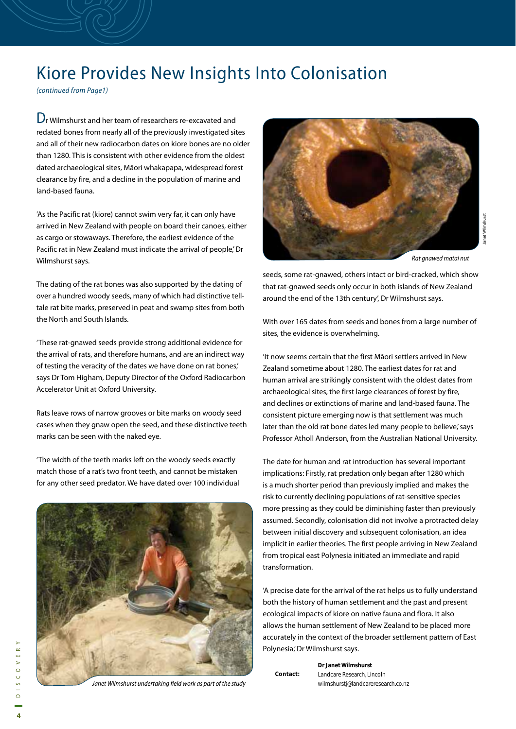# Kiore Provides New Insights Into Colonisation

*(continued from Page1)*

Dr Wilmshurst and her team of researchers re-excavated and redated bones from nearly all of the previously investigated sites and all of their new radiocarbon dates on kiore bones are no older than 1280. This is consistent with other evidence from the oldest dated archaeological sites, Māori whakapapa, widespread forest clearance by fire, and a decline in the population of marine and land-based fauna.

'As the Pacific rat (kiore) cannot swim very far, it can only have arrived in New Zealand with people on board their canoes, either as cargo or stowaways. Therefore, the earliest evidence of the Pacific rat in New Zealand must indicate the arrival of people,' Dr Wilmshurst says.

The dating of the rat bones was also supported by the dating of over a hundred woody seeds, many of which had distinctive tell-tale rat bite marks, preserved in peat and swamp sites from both the North and South Islands.

'These rat-gnawed seeds provide strong additional evidence for the arrival of rats, and therefore humans, and are an indirect way of testing the veracity of the dates we have done on rat bones,' says Dr Tom Higham, Deputy Director of the Oxford Radiocarbon Accelerator Unit at Oxford University.

Rats leave rows of narrow grooves or bite marks on woody seed cases when they gnaw open the seed, and these distinctive teeth marks can be seen with the naked eye.

'The width of the teeth marks left on the woody seeds exactly match those of a rat's two front teeth, and cannot be mistaken for any other seed predator. We have dated over 100 individual seeds, some rat-gnawed, others intact or bird-cracked, which show that rat-gnawed seeds only occur in both islands of New Zealand around the end of the 13th century', Dr Wilmshurst says.

Janet Wilmshurst undertaking field work as part of the study

Rat gnawed matai nut

With over 165 dates from seeds and bones from a large number of sites, the evidence is overwhelming.

'It now seems certain that the first Māori settlers arrived in New Zealand sometime about 1280. The earliest dates for rat and human arrival are strikingly consistent with the oldest dates from archaeological sites, the first large clearances of forest by fire, and declines or extinctions of marine and land-based fauna. The consistent picture emerging now is that settlement was much later than the old rat bone dates led many people to believe,' says Professor Atholl Anderson, from the Australian National University.

The date for human and rat introduction has several important implications: Firstly, rat predation only began after 1280 which is a much shorter period than previously implied and makes the risk to currently declining populations of rat-sensitive species more pressing as they could be diminishing faster than previously assumed. Secondly, colonisation did not involve a protracted delay between initial discovery and subsequent colonisation, an idea implicit in earlier theories. The first people arriving in New Zealand from tropical east Polynesia initiated an immediate and rapid transformation.

'A precise date for the arrival of the rat helps us to fully understand both the history of human settlement and the past and present ecological impacts of kiore on native fauna and flora. It also allows the human settlement of New Zealand to be placed more accurately in the context of the broader settlement pattern of East Polynesia,' Dr Wilmshurst says.

**Contact:** **Dr Janet Wilmshurst**
Landcare Research, Lincoln
wilmshurstj@landcareresearch.co.nz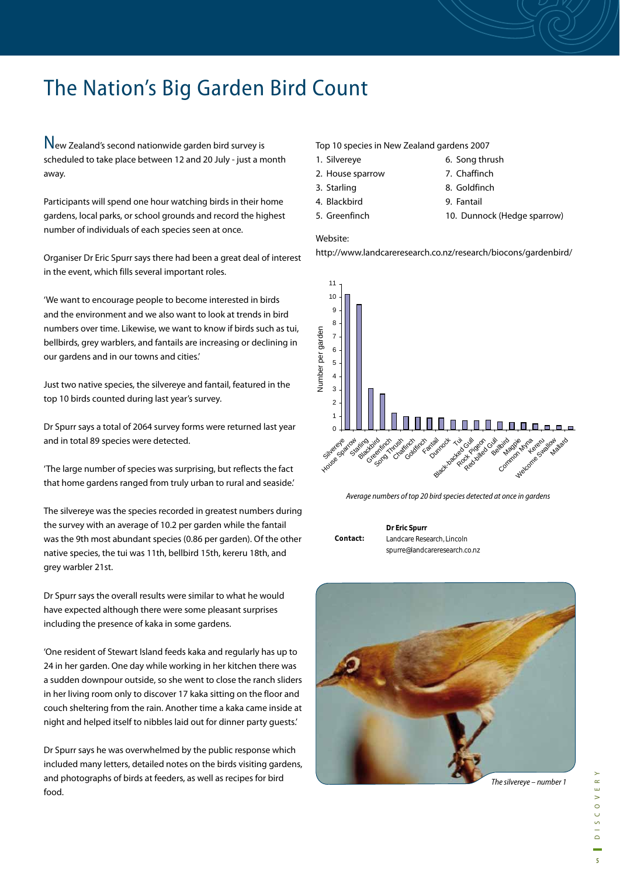# The Nation's Big Garden Bird Count

New Zealand's second nationwide garden bird survey is scheduled to take place between 12 and 20 July - just a month away.

Participants will spend one hour watching birds in their home gardens, local parks, or school grounds and record the highest number of individuals of each species seen at once.

Organiser Dr Eric Spurr says there had been a great deal of interest in the event, which fills several important roles.

'We want to encourage people to become interested in birds and the environment and we also want to look at trends in bird numbers over time. Likewise, we want to know if birds such as tui, bellbirds, grey warblers, and fantails are increasing or declining in our gardens and in our towns and cities.'

Just two native species, the silvereye and fantail, featured in the top 10 birds counted during last year's survey.

Dr Spurr says a total of 2064 survey forms were returned last year and in total 89 species were detected.

'The large number of species was surprising, but reflects the fact that home gardens ranged from truly urban to rural and seaside.'

The silvereye was the species recorded in greatest numbers during the survey with an average of 10.2 per garden while the fantail was the 9th most abundant species (0.86 per garden). Of the other native species, the tui was 11th, bellbird 15th, kereru 18th, and grey warbler 21st.

Dr Spurr says the overall results were similar to what he would have expected although there were some pleasant surprises including the presence of kaka in some gardens.

'One resident of Stewart Island feeds kaka and regularly has up to 24 in her garden. One day while working in her kitchen there was a sudden downpour outside, so she went to close the ranch sliders in her living room only to discover 17 kaka sitting on the floor and couch sheltering from the rain. Another time a kaka came inside at night and helped itself to nibbles laid out for dinner party guests.'

Dr Spurr says he was overwhelmed by the public response which included many letters, detailed notes on the birds visiting gardens, and photographs of birds at feeders, as well as recipes for bird food.

Top 10 species in New Zealand gardens 2007

1. Silvereye
2. House sparrow
3. Starling
4. Blackbird
5. Greenfinch
6. Song thrush
7. Chaffinch
8. Goldfinch
9. Fantail
10. Dunnock (Hedge sparrow)

Website:

http://www.landcareresearch.co.nz/research/biocons/gardenbird/

*Average numbers of top 20 bird species detected at once in gardens*

**Contact:** **Dr Eric Spurr**
Landcare Research, Lincoln
spurre@landcareresearch.co.nz

*The silvereye – number 1*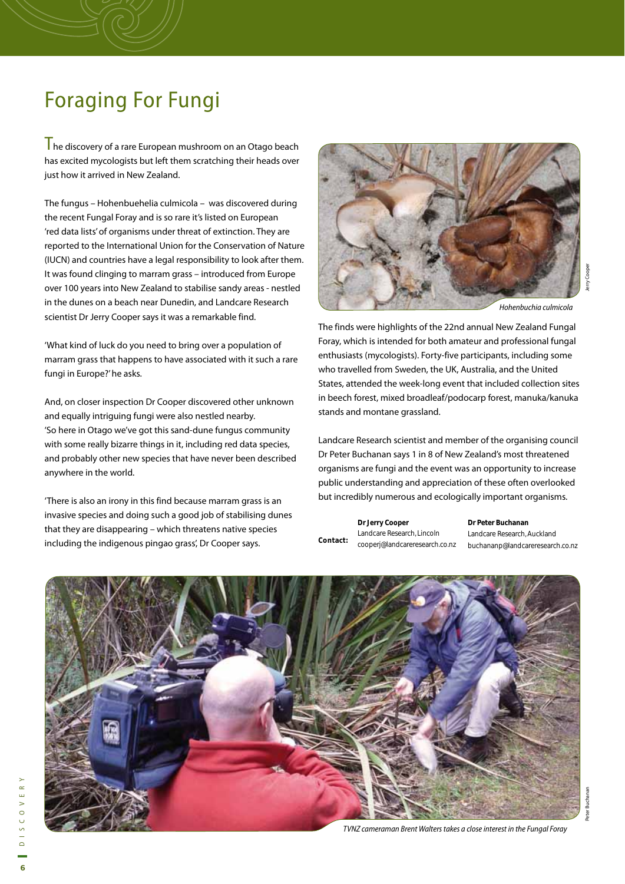# Foraging For Fungi

The discovery of a rare European mushroom on an Otago beach has excited mycologists but left them scratching their heads over just how it arrived in New Zealand.

The fungus – Hohenbuehelia culmicola – was discovered during the recent Fungal Foray and is so rare it's listed on European 'red data lists' of organisms under threat of extinction. They are reported to the International Union for the Conservation of Nature (IUCN) and countries have a legal responsibility to look after them. It was found clinging to marram grass – introduced from Europe over 100 years into New Zealand to stabilise sandy areas - nestled in the dunes on a beach near Dunedin, and Landcare Research scientist Dr Jerry Cooper says it was a remarkable find.

'What kind of luck do you need to bring over a population of marram grass that happens to have associated with it such a rare fungi in Europe?' he asks.

And, on closer inspection Dr Cooper discovered other unknown and equally intriguing fungi were also nestled nearby. 'So here in Otago we've got this sand-dune fungus community with some really bizarre things in it, including red data species, and probably other new species that have never been described anywhere in the world.

'There is also an irony in this find because marram grass is an invasive species and doing such a good job of stabilising dunes that they are disappearing – which threatens native species including the indigenous pingao grass', Dr Cooper says.

*Hohenbuchia culmicola*

Jerry Cooper

The finds were highlights of the 22nd annual New Zealand Fungal Foray, which is intended for both amateur and professional fungal enthusiasts (mycologists). Forty-five participants, including some who travelled from Sweden, the UK, Australia, and the United States, attended the week-long event that included collection sites in beech forest, mixed broadleaf/podocarp forest, manuka/kanuka stands and montane grassland.

Landcare Research scientist and member of the organising council Dr Peter Buchanan says 1 in 8 of New Zealand's most threatened organisms are fungi and the event was an opportunity to increase public understanding and appreciation of these often overlooked but incredibly numerous and ecologically important organisms.

**Contact:**

**Dr Jerry Cooper**
Landcare Research, Lincoln
cooperj@landcareresearch.co.nz

**Dr Peter Buchanan**
Landcare Research, Auckland
buchananp@landcareresearch.co.nz

*TVNZ cameraman Brent Walters takes a close interest in the Fungal Foray*

Peter Buchanan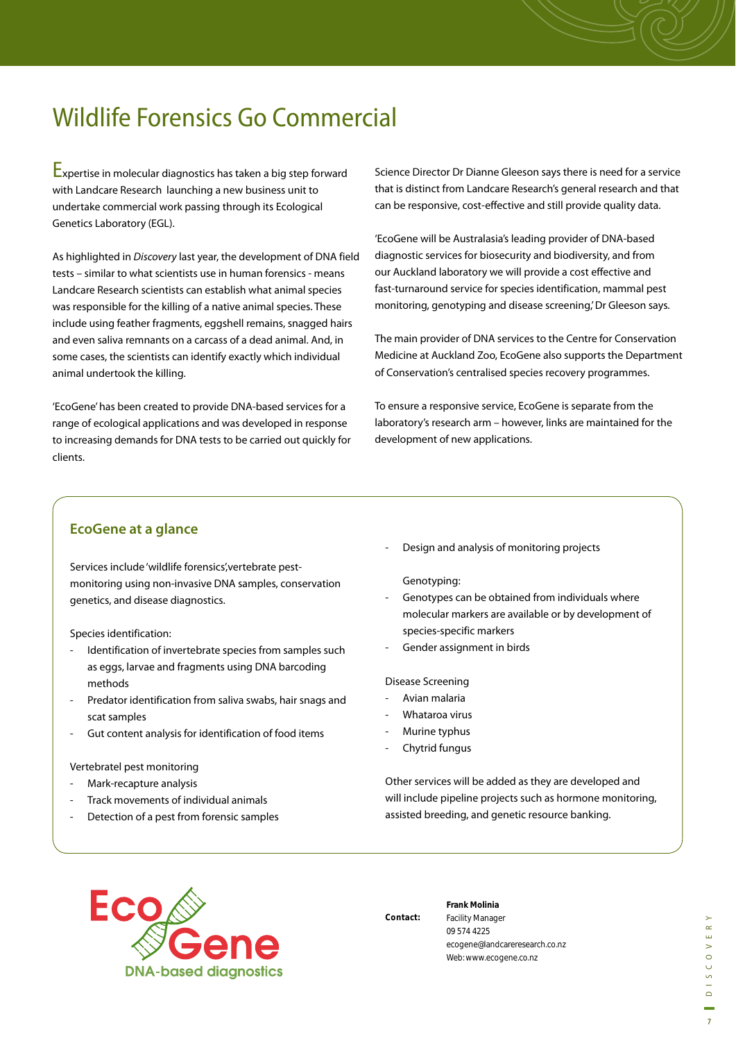# Wildlife Forensics Go Commercial

Expertise in molecular diagnostics has taken a big step forward with Landcare Research launching a new business unit to undertake commercial work passing through its Ecological Genetics Laboratory (EGL).

As highlighted in *Discovery* last year, the development of DNA field tests – similar to what scientists use in human forensics - means Landcare Research scientists can establish what animal species was responsible for the killing of a native animal species. These include using feather fragments, eggshell remains, snagged hairs and even saliva remnants on a carcass of a dead animal. And, in some cases, the scientists can identify exactly which individual animal undertook the killing.

'EcoGene' has been created to provide DNA-based services for a range of ecological applications and was developed in response to increasing demands for DNA tests to be carried out quickly for clients.

Science Director Dr Dianne Gleeson says there is need for a service that is distinct from Landcare Research's general research and that can be responsive, cost-effective and still provide quality data.

'EcoGene will be Australasia's leading provider of DNA-based diagnostic services for biosecurity and biodiversity, and from our Auckland laboratory we will provide a cost effective and fast-turnaround service for species identification, mammal pest monitoring, genotyping and disease screening,' Dr Gleeson says.

The main provider of DNA services to the Centre for Conservation Medicine at Auckland Zoo, EcoGene also supports the Department of Conservation's centralised species recovery programmes.

To ensure a responsive service, EcoGene is separate from the laboratory's research arm – however, links are maintained for the development of new applications.

## EcoGene at a glance

Services include 'wildlife forensics', vertebrate pest-monitoring using non-invasive DNA samples, conservation genetics, and disease diagnostics.

Species identification:

- Identification of invertebrate species from samples such as eggs, larvae and fragments using DNA barcoding methods
- Predator identification from saliva swabs, hair snags and scat samples
- Gut content analysis for identification of food items

Vertebratel pest monitoring

- Mark-recapture analysis
- Track movements of individual animals
- Detection of a pest from forensic samples
- Design and analysis of monitoring projects

Genotyping:

- Genotypes can be obtained from individuals where molecular markers are available or by development of species-specific markers
- Gender assignment in birds

Disease Screening

- Avian malaria
- Whataroa virus
- Murine typhus
- Chytrid fungus

Other services will be added as they are developed and will include pipeline projects such as hormone monitoring, assisted breeding, and genetic resource banking.

EcoGene
DNA-based diagnostics

**Contact:**

**Frank Molinia**
Facility Manager
09 574 4225
ecogene@landcareresearch.co.nz
Web: www.ecogene.co.nz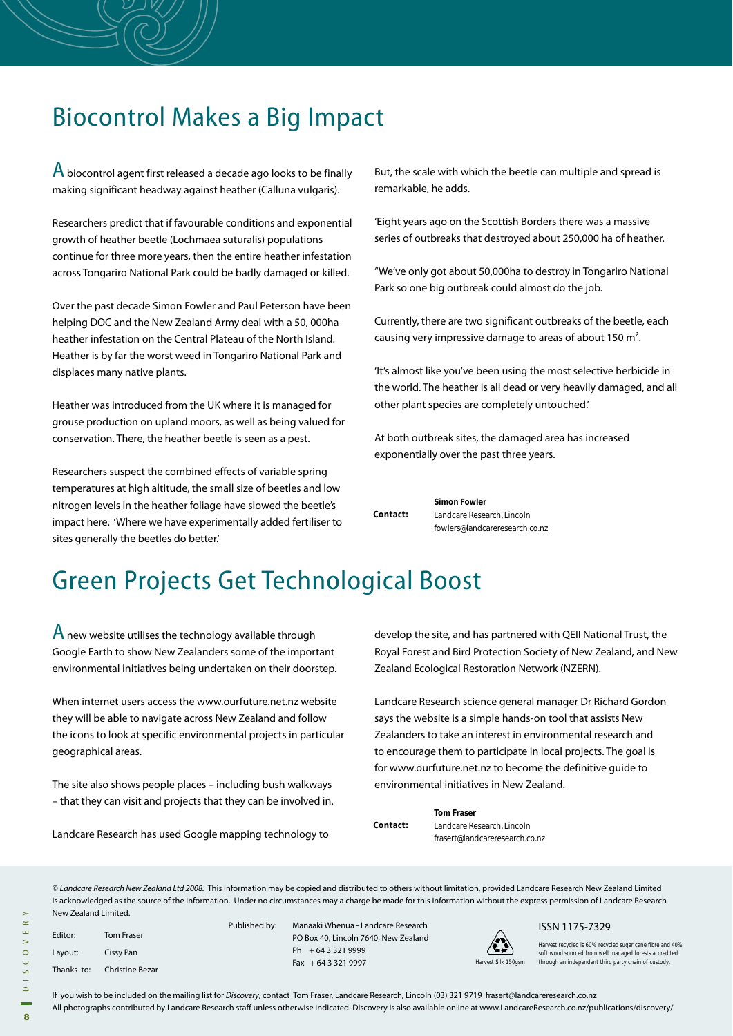# Biocontrol Makes a Big Impact

A biocontrol agent first released a decade ago looks to be finally making significant headway against heather (Calluna vulgaris).

Researchers predict that if favourable conditions and exponential growth of heather beetle (Lochmaea suturalis) populations continue for three more years, then the entire heather infestation across Tongariro National Park could be badly damaged or killed.

Over the past decade Simon Fowler and Paul Peterson have been helping DOC and the New Zealand Army deal with a 50, 000ha heather infestation on the Central Plateau of the North Island. Heather is by far the worst weed in Tongariro National Park and displaces many native plants.

Heather was introduced from the UK where it is managed for grouse production on upland moors, as well as being valued for conservation. There, the heather beetle is seen as a pest.

Researchers suspect the combined effects of variable spring temperatures at high altitude, the small size of beetles and low nitrogen levels in the heather foliage have slowed the beetle's impact here. 'Where we have experimentally added fertiliser to sites generally the beetles do better.'

But, the scale with which the beetle can multiple and spread is remarkable, he adds.

'Eight years ago on the Scottish Borders there was a massive series of outbreaks that destroyed about 250,000 ha of heather.

"We've only got about 50,000ha to destroy in Tongariro National Park so one big outbreak could almost do the job.

Currently, there are two significant outbreaks of the beetle, each causing very impressive damage to areas of about 150 m².

'It's almost like you've been using the most selective herbicide in the world. The heather is all dead or very heavily damaged, and all other plant species are completely untouched.'

At both outbreak sites, the damaged area has increased exponentially over the past three years.

**Contact:** **Simon Fowler**
Landcare Research, Lincoln
fowlers@landcareresearch.co.nz

# Green Projects Get Technological Boost

A new website utilises the technology available through Google Earth to show New Zealanders some of the important environmental initiatives being undertaken on their doorstep.

When internet users access the www.ourfuture.net.nz website they will be able to navigate across New Zealand and follow the icons to look at specific environmental projects in particular geographical areas.

The site also shows people places – including bush walkways – that they can visit and projects that they can be involved in.

Landcare Research has used Google mapping technology to develop the site, and has partnered with QEII National Trust, the Royal Forest and Bird Protection Society of New Zealand, and New Zealand Ecological Restoration Network (NZERN).

Landcare Research science general manager Dr Richard Gordon says the website is a simple hands-on tool that assists New Zealanders to take an interest in environmental research and to encourage them to participate in local projects. The goal is for www.ourfuture.net.nz to become the definitive guide to environmental initiatives in New Zealand.

**Contact:** **Tom Fraser**
Landcare Research, Lincoln
frasert@landcareresearch.co.nz

---

*© Landcare Research New Zealand Ltd 2008.* This information may be copied and distributed to others without limitation, provided Landcare Research New Zealand Limited is acknowledged as the source of the information. Under no circumstances may a charge be made for this information without the express permission of Landcare Research New Zealand Limited.

Editor: Tom Fraser
Layout: Cissy Pan
Thanks to: Christine Bezar

Published by: Manaaki Whenua - Landcare Research
PO Box 40, Lincoln 7640, New Zealand
Ph + 64 3 321 9999
Fax + 64 3 321 9997

Harvest Silk 150gsm

ISSN 1175-7329

Harvest recycled is 60% recycled sugar cane fibre and 40% soft wood sourced from well managed forests accredited through an independent third party chain of custody.

If you wish to be included on the mailing list for *Discovery*, contact Tom Fraser, Landcare Research, Lincoln (03) 321 9719 frasert@landcareresearch.co.nz

All photographs contributed by Landcare Research staff unless otherwise indicated. Discovery is also available online at www.LandcareResearch.co.nz/publications/discovery/